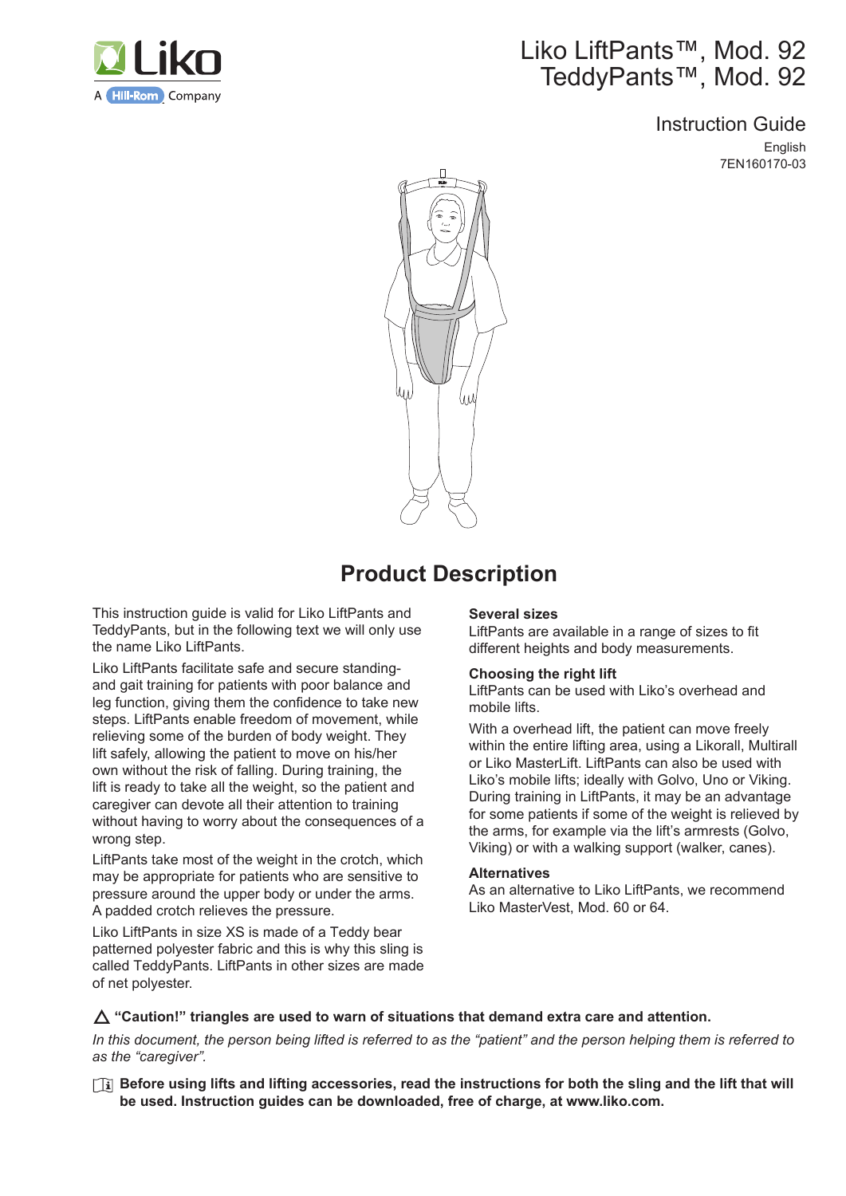Liko

A Hill-Rom Company

# Liko LiftPants™, Mod. 92
# TeddyPants™, Mod. 92

Instruction Guide

English

7EN160170-03

## Product Description

This instruction guide is valid for Liko LiftPants and TeddyPants, but in the following text we will only use the name Liko LiftPants.

Liko LiftPants facilitate safe and secure standing- and gait training for patients with poor balance and leg function, giving them the confidence to take new steps. LiftPants enable freedom of movement, while relieving some of the burden of body weight. They lift safely, allowing the patient to move on his/her own without the risk of falling. During training, the lift is ready to take all the weight, so the patient and caregiver can devote all their attention to training without having to worry about the consequences of a wrong step.

LiftPants take most of the weight in the crotch, which may be appropriate for patients who are sensitive to pressure around the upper body or under the arms. A padded crotch relieves the pressure.

Liko LiftPants in size XS is made of a Teddy bear patterned polyester fabric and this is why this sling is called TeddyPants. LiftPants in other sizes are made of net polyester.

**Several sizes**

LiftPants are available in a range of sizes to fit different heights and body measurements.

**Choosing the right lift**

LiftPants can be used with Liko's overhead and mobile lifts.

With a overhead lift, the patient can move freely within the entire lifting area, using a Likorall, Multirall or Liko MasterLift. LiftPants can also be used with Liko's mobile lifts; ideally with Golvo, Uno or Viking. During training in LiftPants, it may be an advantage for some patients if some of the weight is relieved by the arms, for example via the lift's armrests (Golvo, Viking) or with a walking support (walker, canes).

**Alternatives**

As an alternative to Liko LiftPants, we recommend Liko MasterVest, Mod. 60 or 64.

△ **"Caution!" triangles are used to warn of situations that demand extra care and attention.**

*In this document, the person being lifted is referred to as the "patient" and the person helping them is referred to as the "caregiver".*

**Before using lifts and lifting accessories, read the instructions for both the sling and the lift that will be used. Instruction guides can be downloaded, free of charge, at www.liko.com.**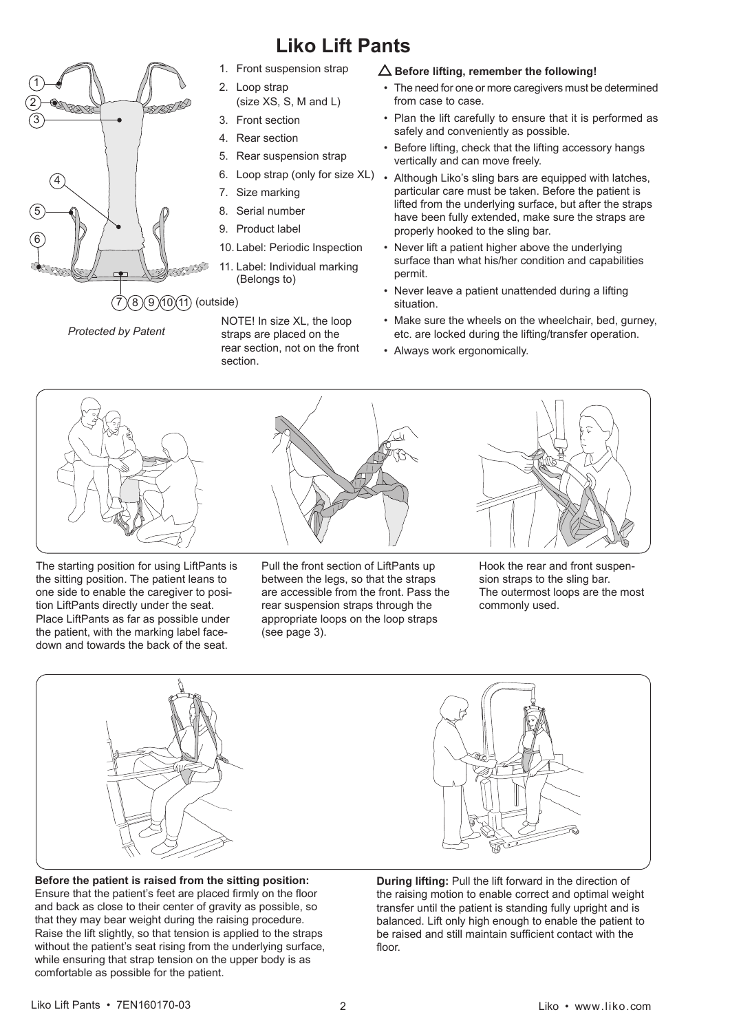# Liko Lift Pants

1. Front suspension strap
2. Loop strap (size XS, S, M and L)
3. Front section
4. Rear section
5. Rear suspension strap
6. Loop strap (only for size XL)
7. Size marking
8. Serial number
9. Product label
10. Label: Periodic Inspection
11. Label: Individual marking (Belongs to)

7 8 9 10 11 (outside)

*Protected by Patent*

NOTE! In size XL, the loop straps are placed on the rear section, not on the front section.

**△ Before lifting, remember the following!**

- The need for one or more caregivers must be determined from case to case.
- Plan the lift carefully to ensure that it is performed as safely and conveniently as possible.
- Before lifting, check that the lifting accessory hangs vertically and can move freely.
- Although Liko's sling bars are equipped with latches, particular care must be taken. Before the patient is lifted from the underlying surface, but after the straps have been fully extended, make sure the straps are properly hooked to the sling bar.
- Never lift a patient higher above the underlying surface than what his/her condition and capabilities permit.
- Never leave a patient unattended during a lifting situation.
- Make sure the wheels on the wheelchair, bed, gurney, etc. are locked during the lifting/transfer operation.
- Always work ergonomically.

The starting position for using LiftPants is the sitting position. The patient leans to one side to enable the caregiver to position LiftPants directly under the seat. Place LiftPants as far as possible under the patient, with the marking label face-down and towards the back of the seat.

Pull the front section of LiftPants up between the legs, so that the straps are accessible from the front. Pass the rear suspension straps through the appropriate loops on the loop straps (see page 3).

Hook the rear and front suspension straps to the sling bar. The outermost loops are the most commonly used.

**Before the patient is raised from the sitting position:** Ensure that the patient's feet are placed firmly on the floor and back as close to their center of gravity as possible, so that they may bear weight during the raising procedure. Raise the lift slightly, so that tension is applied to the straps without the patient's seat rising from the underlying surface, while ensuring that strap tension on the upper body is as comfortable as possible for the patient.

**During lifting:** Pull the lift forward in the direction of the raising motion to enable correct and optimal weight transfer until the patient is standing fully upright and is balanced. Lift only high enough to enable the patient to be raised and still maintain sufficient contact with the floor.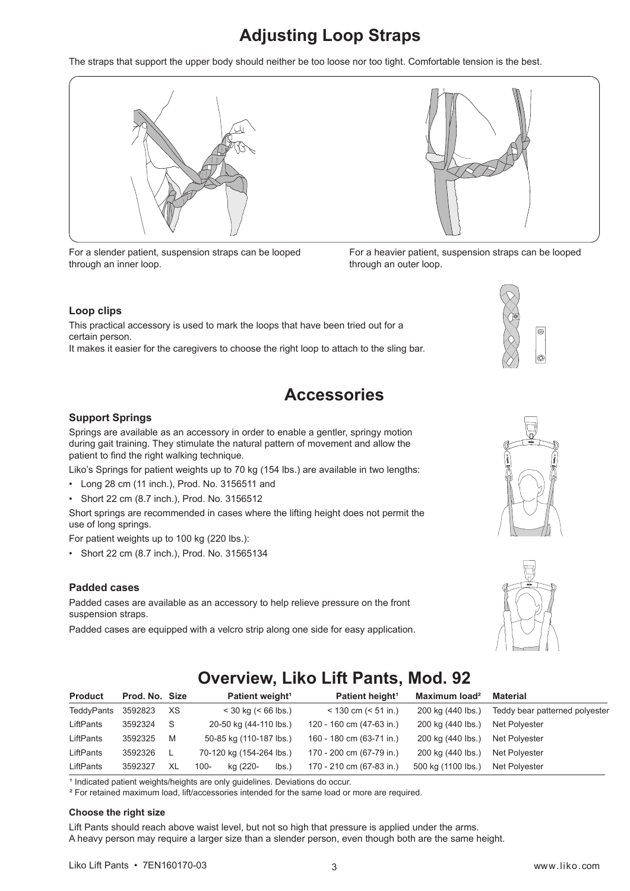# Adjusting Loop Straps

The straps that support the upper body should neither be too loose nor too tight. Comfortable tension is the best.

For a slender patient, suspension straps can be looped through an inner loop.

For a heavier patient, suspension straps can be looped through an outer loop.

### Loop clips

This practical accessory is used to mark the loops that have been tried out for a certain person.
It makes it easier for the caregivers to choose the right loop to attach to the sling bar.

# Accessories

### Support Springs

Springs are available as an accessory in order to enable a gentler, springy motion during gait training. They stimulate the natural pattern of movement and allow the patient to find the right walking technique.

Liko's Springs for patient weights up to 70 kg (154 lbs.) are available in two lengths:

- Long 28 cm (11 inch.), Prod. No. 3156511 and
- Short 22 cm (8.7 inch.), Prod. No. 3156512

Short springs are recommended in cases where the lifting height does not permit the use of long springs.

For patient weights up to 100 kg (220 lbs.):

- Short 22 cm (8.7 inch.), Prod. No. 31565134

### Padded cases

Padded cases are available as an accessory to help relieve pressure on the front suspension straps.

Padded cases are equipped with a velcro strip along one side for easy application.

# Overview, Liko Lift Pants, Mod. 92

| Product | Prod. No. | Size | Patient weight[1] | Patient height[1] | Maximum load[2] | Material |
|---|---|---|---|---|---|---|
| TeddyPants | 3592823 | XS | < 30 kg (< 66 lbs.) | < 130 cm (< 51 in.) | 200 kg (440 lbs.) | Teddy bear patterned polyester |
| LiftPants | 3592324 | S | 20-50 kg (44-110 lbs.) | 120 - 160 cm (47-63 in.) | 200 kg (440 lbs.) | Net Polyester |
| LiftPants | 3592325 | M | 50-85 kg (110-187 lbs.) | 160 - 180 cm (63-71 in.) | 200 kg (440 lbs.) | Net Polyester |
| LiftPants | 3592326 | L | 70-120 kg (154-264 lbs.) | 170 - 200 cm (67-79 in.) | 200 kg (440 lbs.) | Net Polyester |
| LiftPants | 3592327 | XL | 100- kg (220- lbs.) | 170 - 210 cm (67-83 in.) | 500 kg (1100 lbs.) | Net Polyester |

[1] Indicated patient weights/heights are only guidelines. Deviations do occur.

[2] For retained maximum load, lift/accessories intended for the same load or more are required.

#### Choose the right size

Lift Pants should reach above waist level, but not so high that pressure is applied under the arms.
A heavy person may require a larger size than a slender person, even though both are the same height.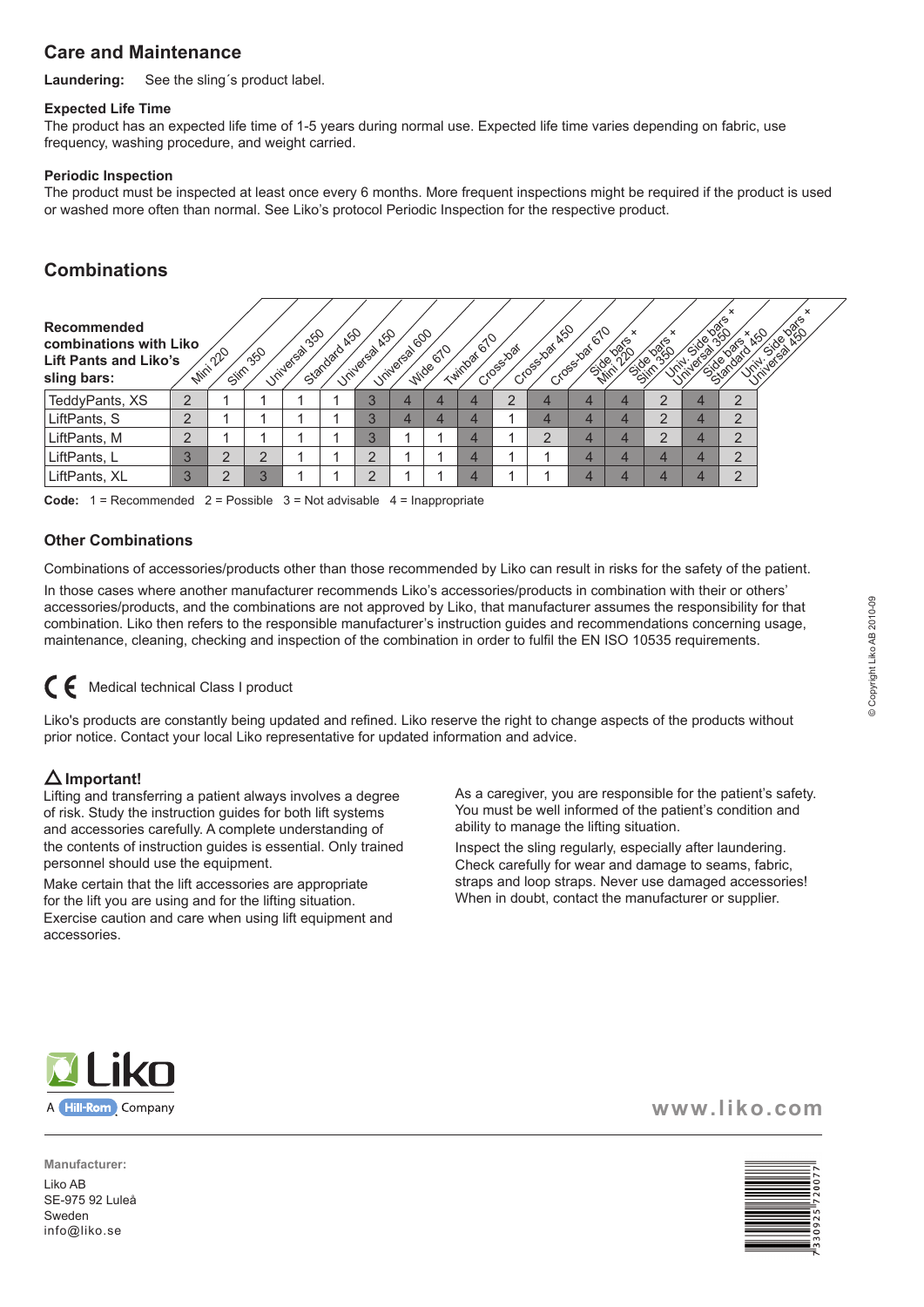## Care and Maintenance

**Laundering:** See the sling´s product label.

**Expected Life Time**

The product has an expected life time of 1-5 years during normal use. Expected life time varies depending on fabric, use frequency, washing procedure, and weight carried.

**Periodic Inspection**

The product must be inspected at least once every 6 months. More frequent inspections might be required if the product is used or washed more often than normal. See Liko's protocol Periodic Inspection for the respective product.

## Combinations

| Recommended combinations with Liko Lift Pants and Liko's sling bars: | Mini 220 | Slim 350 | Universal 350 | Standard 450 | Universal 450 | Universal 600 | Wide 670 | Twinbar 670 | Cross-bar | Cross-bar 450 | Cross-bar 670 | Side bars + Mini 220 | Side bars + Slim 350 | Univ. Side bars + Universal 350 | Side bars + Standard 450 | Univ. Side bars + Universal 450 |
|---|---|---|---|---|---|---|---|---|---|---|---|---|---|---|---|---|
| TeddyPants, XS | 2 | 1 | 1 | 1 | 1 | 3 | 4 | 4 | 4 | 2 | 4 | 4 | 4 | 2 | 4 | 2 |
| LiftPants, S | 2 | 1 | 1 | 1 | 1 | 3 | 4 | 4 | 4 | 1 | 4 | 4 | 4 | 2 | 4 | 2 |
| LiftPants, M | 2 | 1 | 1 | 1 | 1 | 3 | 1 | 1 | 4 | 1 | 2 | 4 | 4 | 2 | 4 | 2 |
| LiftPants, L | 3 | 2 | 2 | 1 | 1 | 2 | 1 | 1 | 4 | 1 | 1 | 4 | 4 | 4 | 4 | 2 |
| LiftPants, XL | 3 | 2 | 3 | 1 | 1 | 2 | 1 | 1 | 4 | 1 | 1 | 4 | 4 | 4 | 4 | 2 |

**Code:** 1 = Recommended 2 = Possible 3 = Not advisable 4 = Inappropriate

### Other Combinations

Combinations of accessories/products other than those recommended by Liko can result in risks for the safety of the patient.

In those cases where another manufacturer recommends Liko's accessories/products in combination with their or others' accessories/products, and the combinations are not approved by Liko, that manufacturer assumes the responsibility for that combination. Liko then refers to the responsible manufacturer's instruction guides and recommendations concerning usage, maintenance, cleaning, checking and inspection of the combination in order to fulfil the EN ISO 10535 requirements.

CE Medical technical Class I product

Liko's products are constantly being updated and refined. Liko reserve the right to change aspects of the products without prior notice. Contact your local Liko representative for updated information and advice.

### ⚠ Important!

Lifting and transferring a patient always involves a degree of risk. Study the instruction guides for both lift systems and accessories carefully. A complete understanding of the contents of instruction guides is essential. Only trained personnel should use the equipment.

Make certain that the lift accessories are appropriate for the lift you are using and for the lifting situation. Exercise caution and care when using lift equipment and accessories.

As a caregiver, you are responsible for the patient's safety. You must be well informed of the patient's condition and ability to manage the lifting situation.

Inspect the sling regularly, especially after laundering. Check carefully for wear and damage to seams, fabric, straps and loop straps. Never use damaged accessories! When in doubt, contact the manufacturer or supplier.

Liko
A Hill-Rom Company

www.liko.com

**Manufacturer:**

Liko AB
SE-975 92 Luleå
Sweden
info@liko.se

© Copyright Liko AB 2010-09

7330925720077